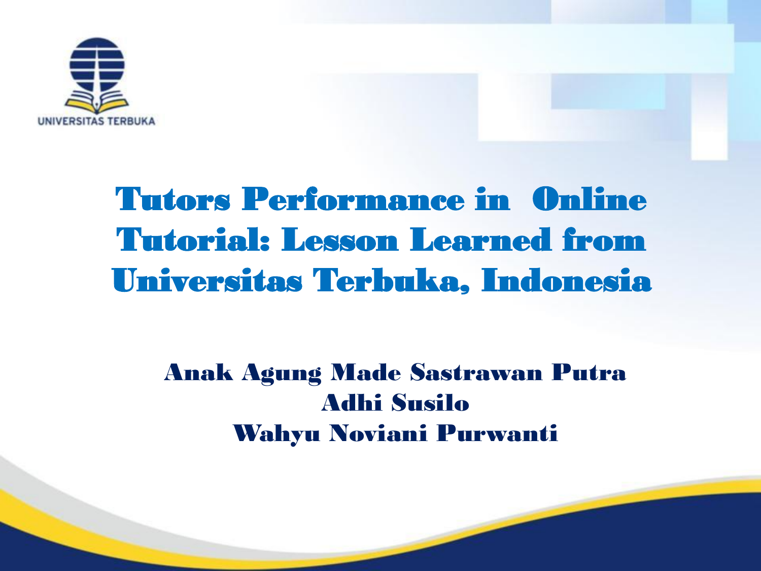UNIVERSITAS TERBUKA

# Tutors Performance in Online Tutorial: Lesson Learned from Universitas Terbuka, Indonesia

**Anak Agung Made Sastrawan Putra**
**Adhi Susilo**
**Wahyu Noviani Purwanti**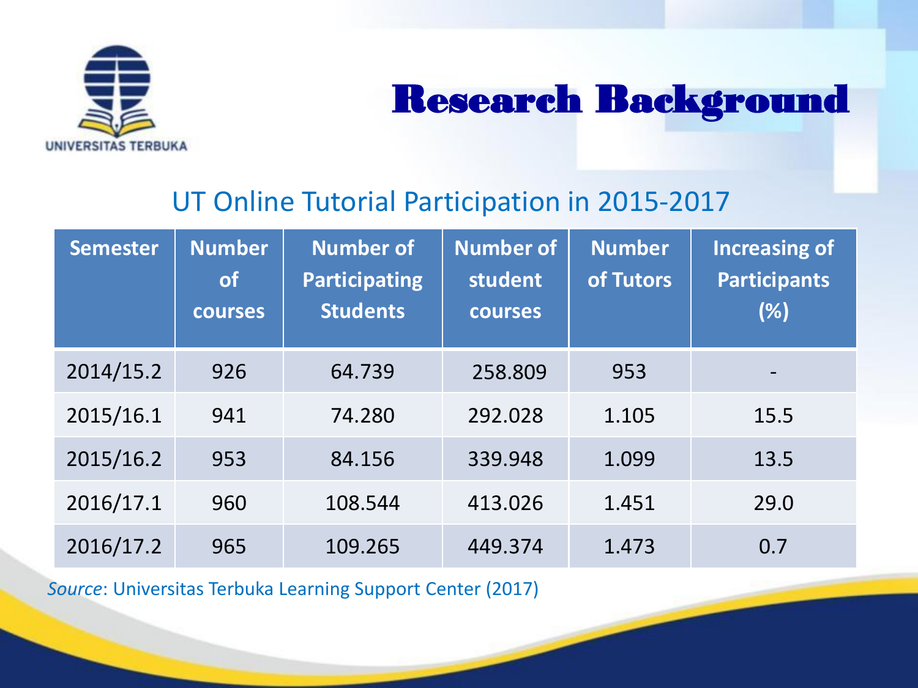# Research Background

## UT Online Tutorial Participation in 2015-2017

| Semester | Number of courses | Number of Participating Students | Number of student courses | Number of Tutors | Increasing of Participants (%) |
|---|---|---|---|---|---|
| 2014/15.2 | 926 | 64.739 | 258.809 | 953 | - |
| 2015/16.1 | 941 | 74.280 | 292.028 | 1.105 | 15.5 |
| 2015/16.2 | 953 | 84.156 | 339.948 | 1.099 | 13.5 |
| 2016/17.1 | 960 | 108.544 | 413.026 | 1.451 | 29.0 |
| 2016/17.2 | 965 | 109.265 | 449.374 | 1.473 | 0.7 |

*Source*: Universitas Terbuka Learning Support Center (2017)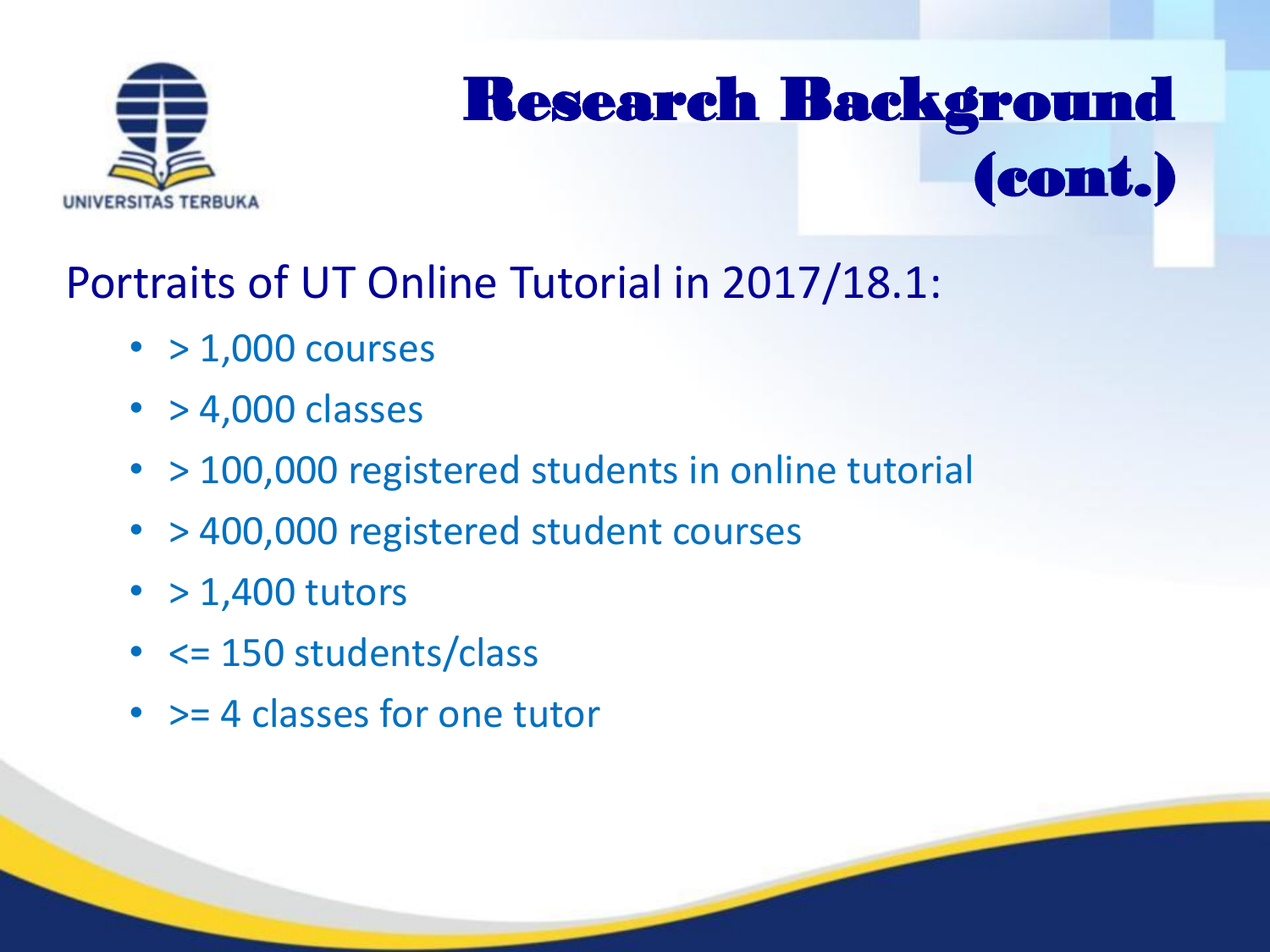# Research Background (cont.)

Portraits of UT Online Tutorial in 2017/18.1:

- > 1,000 courses
- > 4,000 classes
- > 100,000 registered students in online tutorial
- > 400,000 registered student courses
- > 1,400 tutors
- <= 150 students/class
- >= 4 classes for one tutor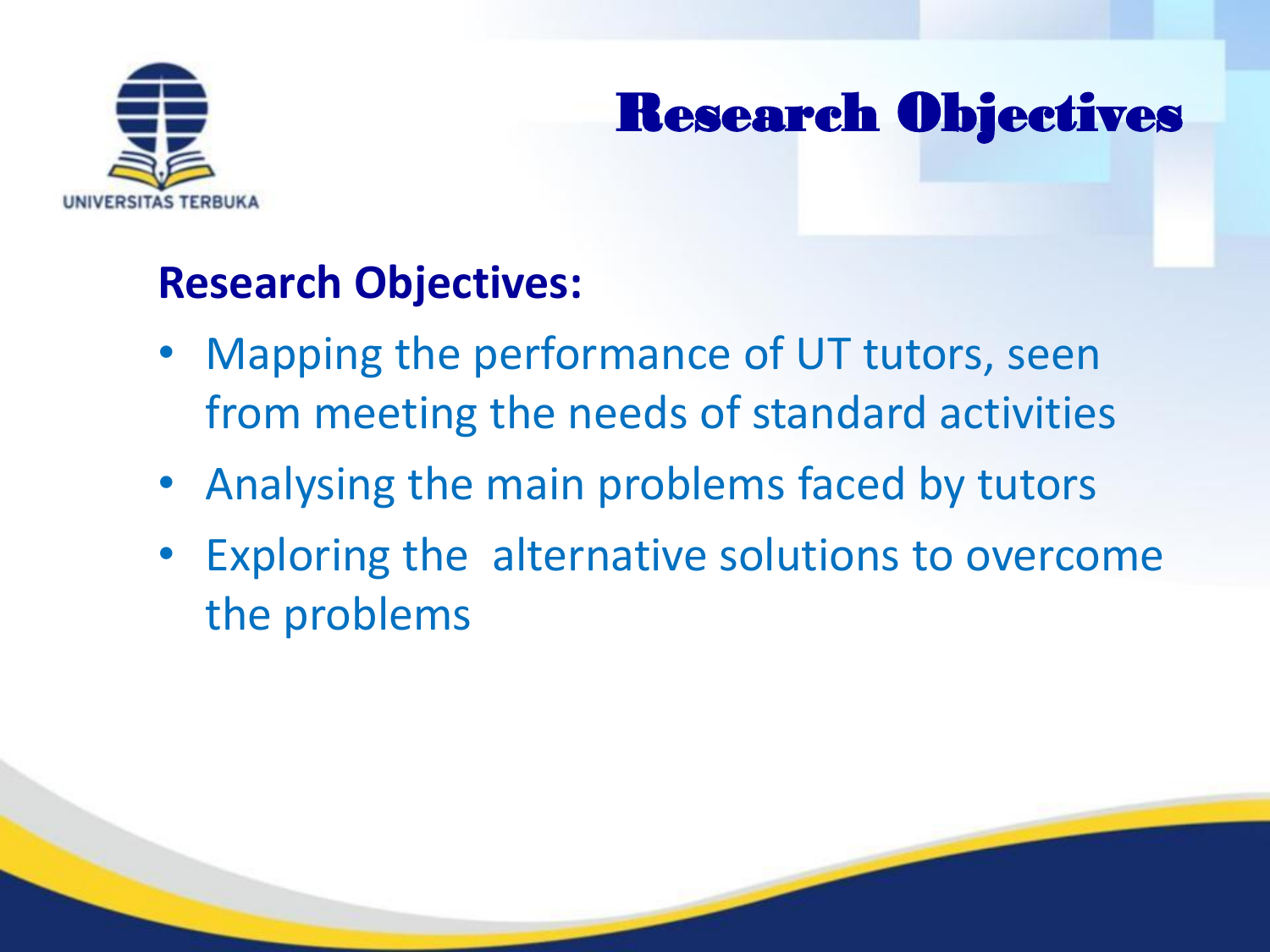# Research Objectives

**Research Objectives:**

- Mapping the performance of UT tutors, seen from meeting the needs of standard activities
- Analysing the main problems faced by tutors
- Exploring the alternative solutions to overcome the problems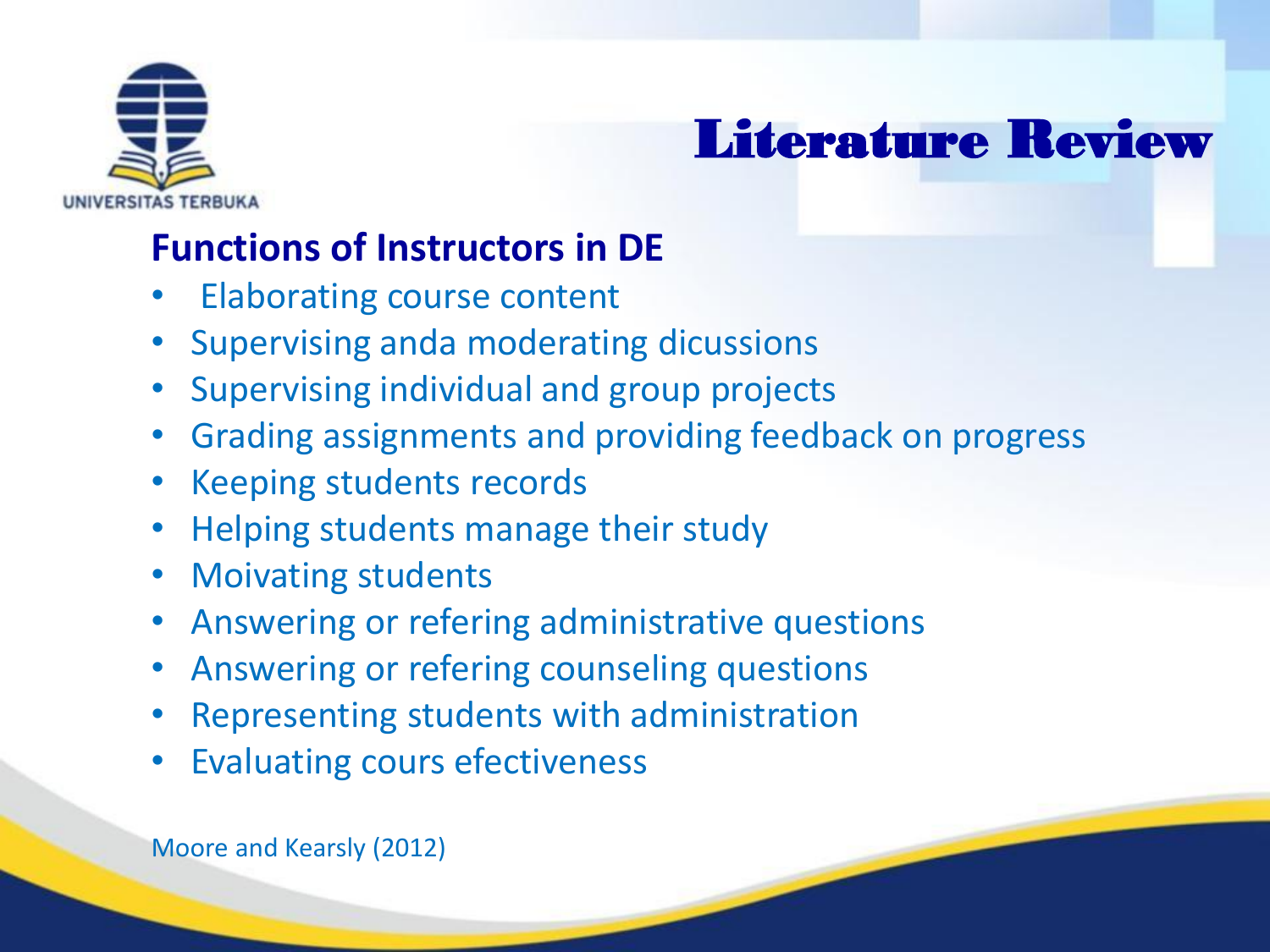# Literature Review

## Functions of Instructors in DE

- Elaborating course content
- Supervising anda moderating dicussions
- Supervising individual and group projects
- Grading assignments and providing feedback on progress
- Keeping students records
- Helping students manage their study
- Moivating students
- Answering or refering administrative questions
- Answering or refering counseling questions
- Representing students with administration
- Evaluating cours efectiveness

Moore and Kearsly (2012)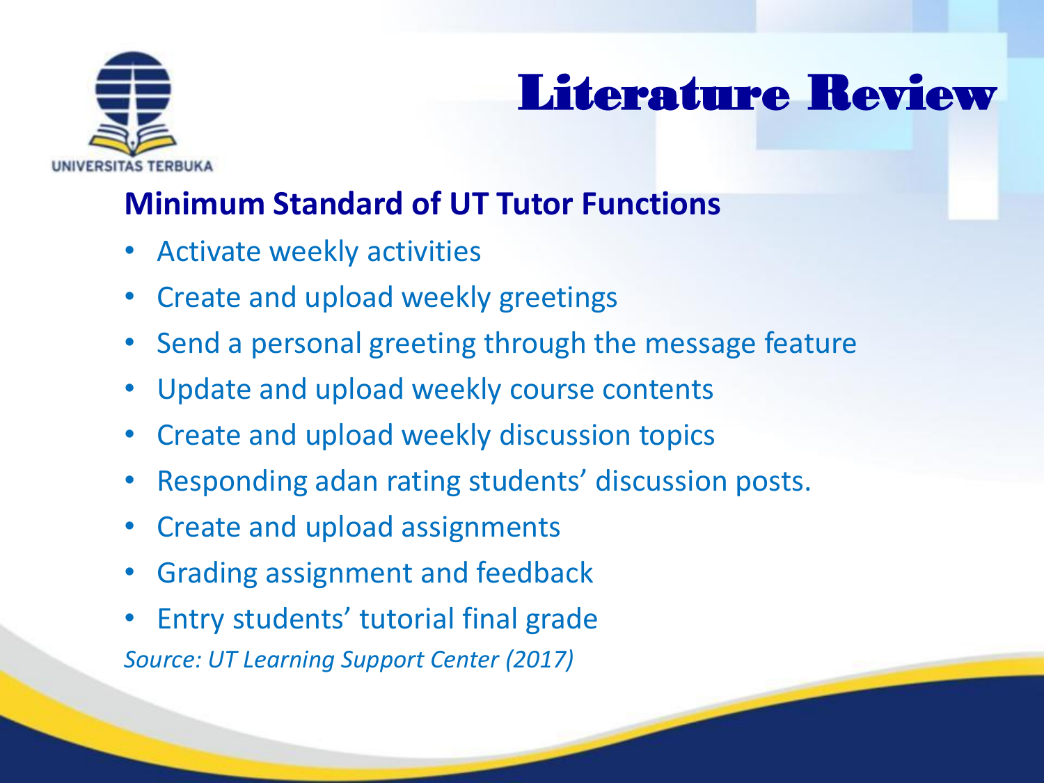# Literature Review

## Minimum Standard of UT Tutor Functions

- Activate weekly activities
- Create and upload weekly greetings
- Send a personal greeting through the message feature
- Update and upload weekly course contents
- Create and upload weekly discussion topics
- Responding adan rating students' discussion posts.
- Create and upload assignments
- Grading assignment and feedback
- Entry students' tutorial final grade

*Source: UT Learning Support Center (2017)*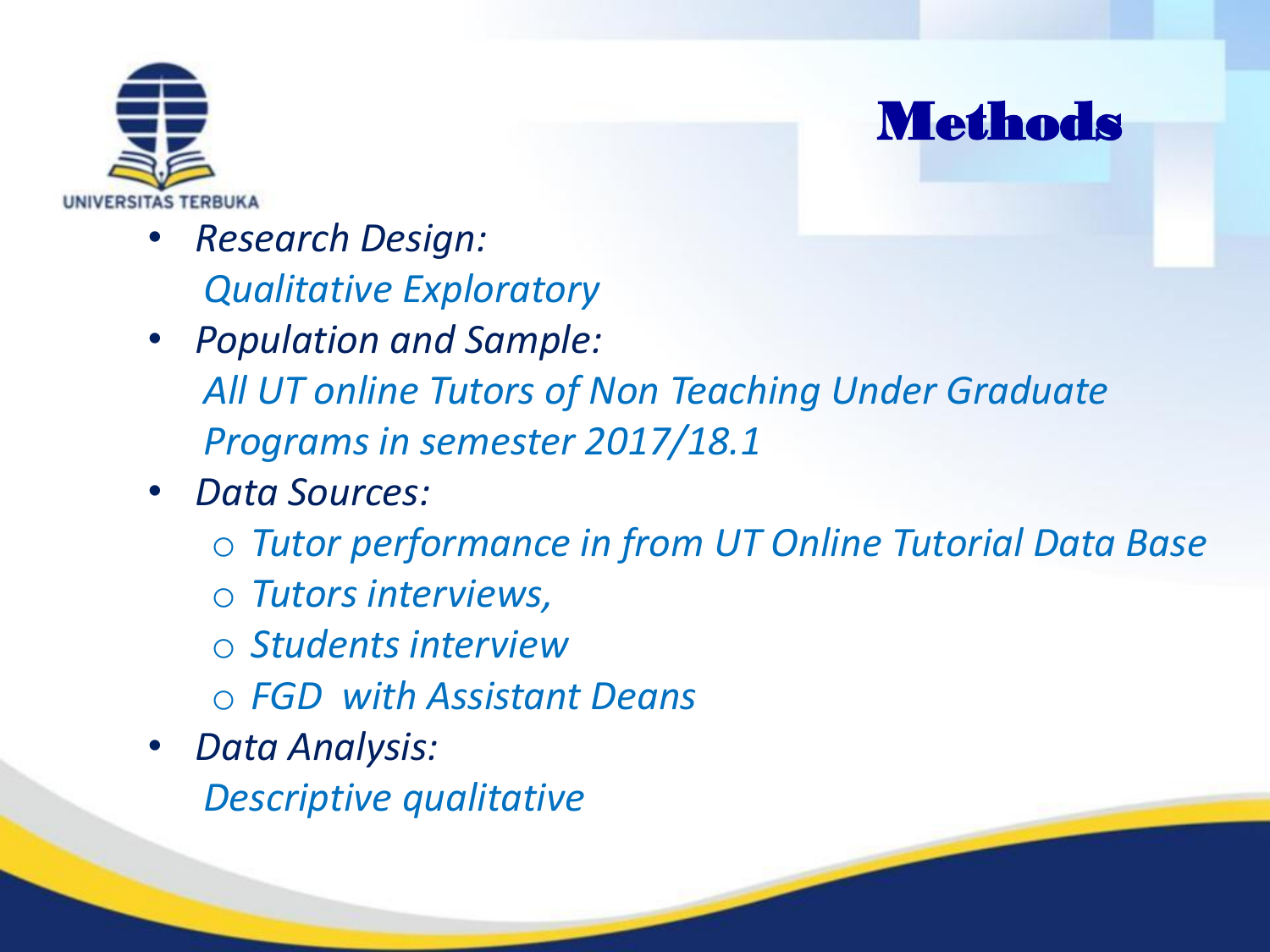# Methods

- *Research Design:*
  *Qualitative Exploratory*
- *Population and Sample:*
  *All UT online Tutors of Non Teaching Under Graduate Programs in semester 2017/18.1*
- *Data Sources:*
  - *Tutor performance in from UT Online Tutorial Data Base*
  - *Tutors interviews,*
  - *Students interview*
  - *FGD with Assistant Deans*
- *Data Analysis:*
  *Descriptive qualitative*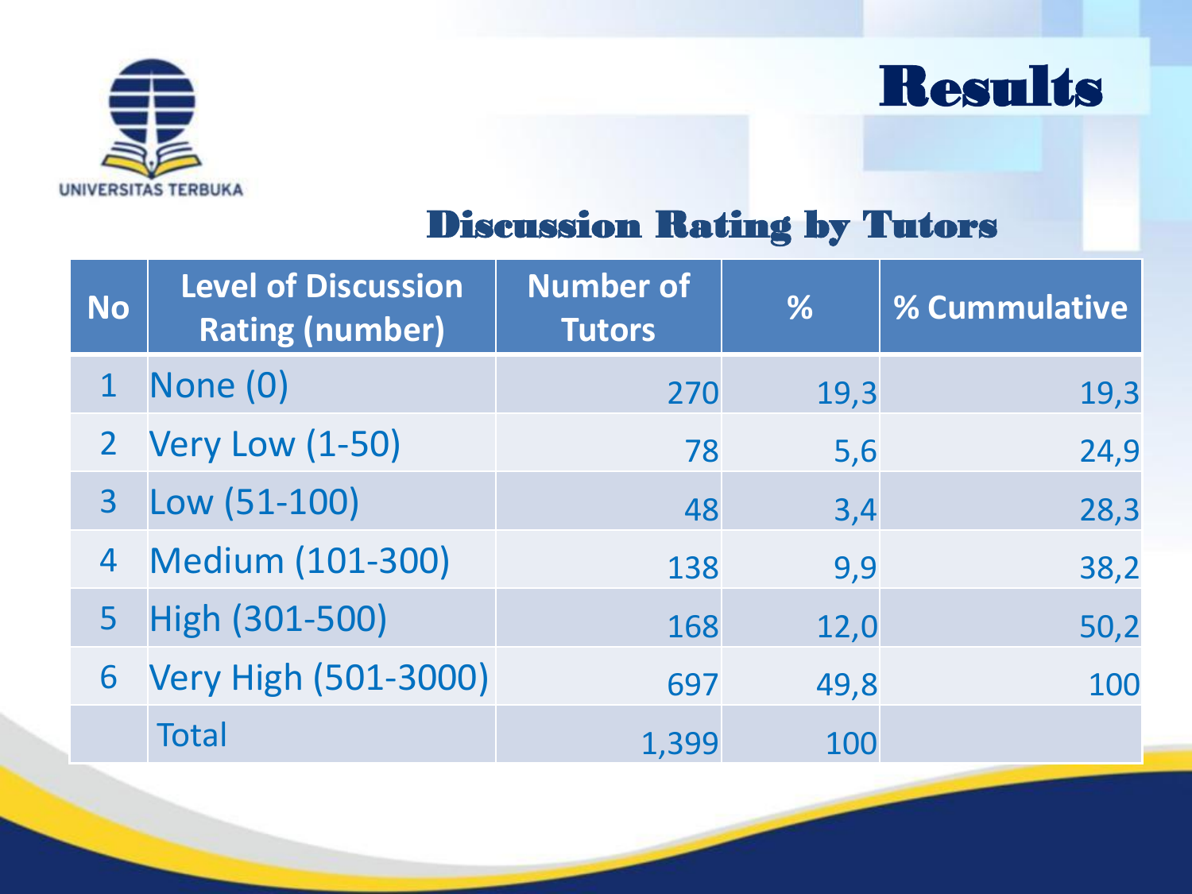# Results

## Discussion Rating by Tutors

| No | Level of Discussion Rating (number) | Number of Tutors | % | % Cummulative |
|---|---|---|---|---|
| 1 | None (0) | 270 | 19,3 | 19,3 |
| 2 | Very Low (1-50) | 78 | 5,6 | 24,9 |
| 3 | Low (51-100) | 48 | 3,4 | 28,3 |
| 4 | Medium (101-300) | 138 | 9,9 | 38,2 |
| 5 | High (301-500) | 168 | 12,0 | 50,2 |
| 6 | Very High (501-3000) | 697 | 49,8 | 100 |
| | Total | 1,399 | 100 | |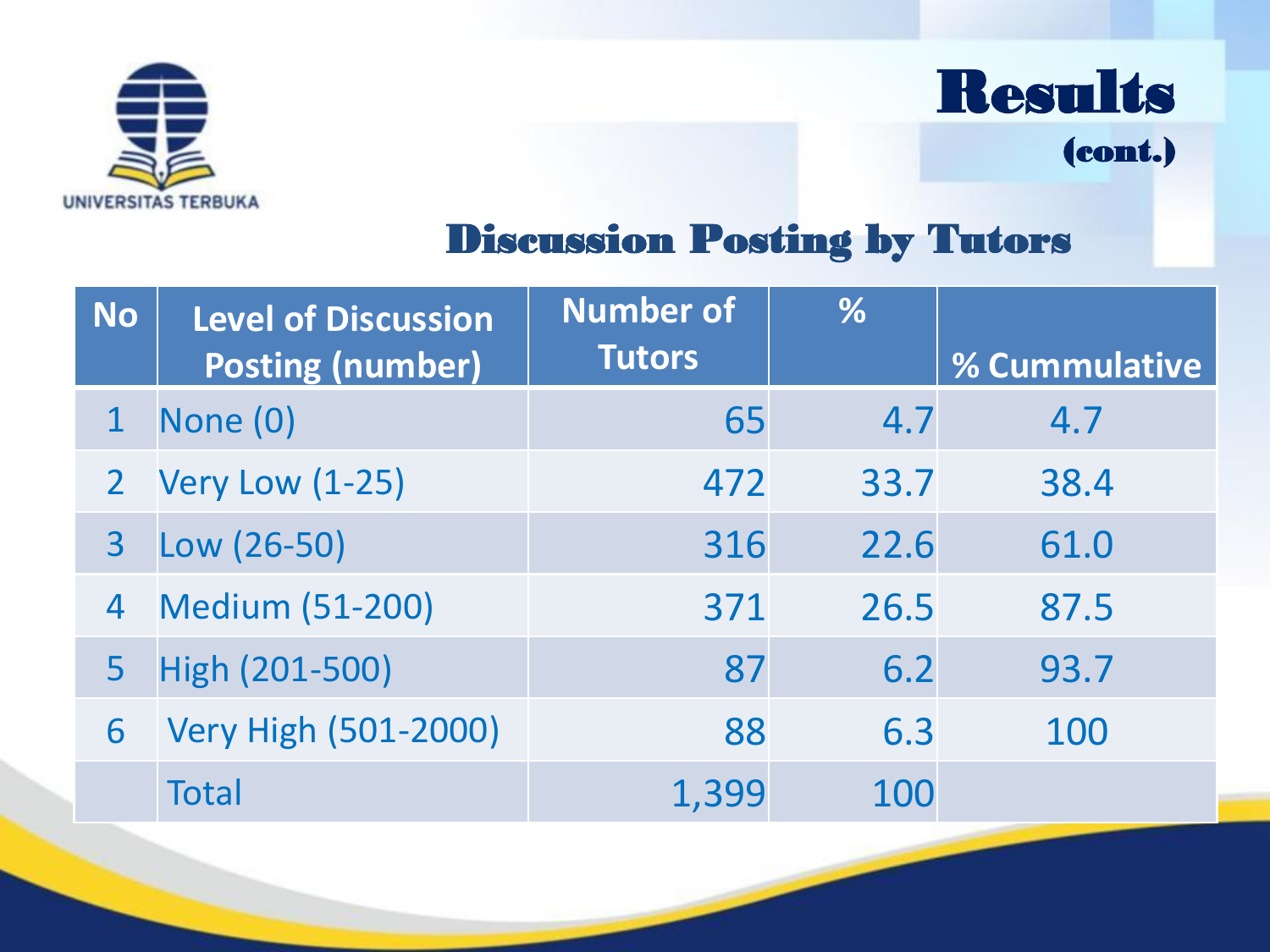UNIVERSITAS TERBUKA

# Results
(cont.)

## Discussion Posting by Tutors

| No | Level of Discussion Posting (number) | Number of Tutors | % | % Cummulative |
|---|---|---|---|---|
| 1 | None (0) | 65 | 4.7 | 4.7 |
| 2 | Very Low (1-25) | 472 | 33.7 | 38.4 |
| 3 | Low (26-50) | 316 | 22.6 | 61.0 |
| 4 | Medium (51-200) | 371 | 26.5 | 87.5 |
| 5 | High (201-500) | 87 | 6.2 | 93.7 |
| 6 | Very High (501-2000) | 88 | 6.3 | 100 |
| | Total | 1,399 | 100 | |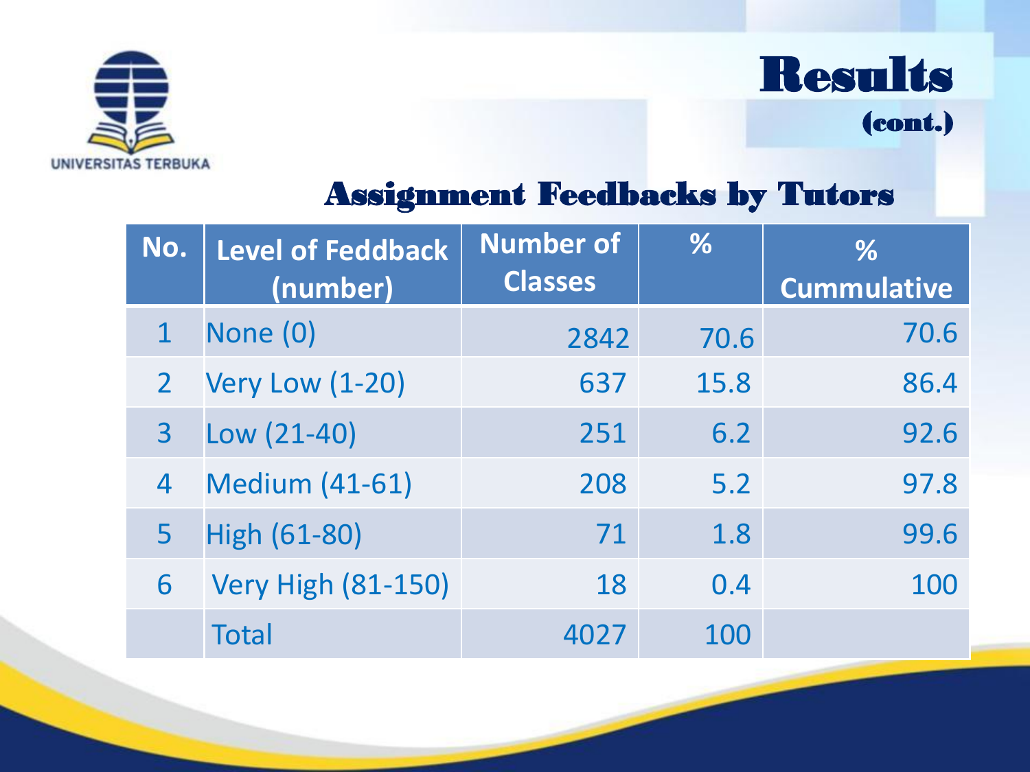# Results

(cont.)

## Assignment Feedbacks by Tutors

| No. | Level of Feddback (number) | Number of Classes | % | % Cummulative |
|---|---|---|---|---|
| 1 | None (0) | 2842 | 70.6 | 70.6 |
| 2 | Very Low (1-20) | 637 | 15.8 | 86.4 |
| 3 | Low (21-40) | 251 | 6.2 | 92.6 |
| 4 | Medium (41-61) | 208 | 5.2 | 97.8 |
| 5 | High (61-80) | 71 | 1.8 | 99.6 |
| 6 | Very High (81-150) | 18 | 0.4 | 100 |
| | Total | 4027 | 100 | |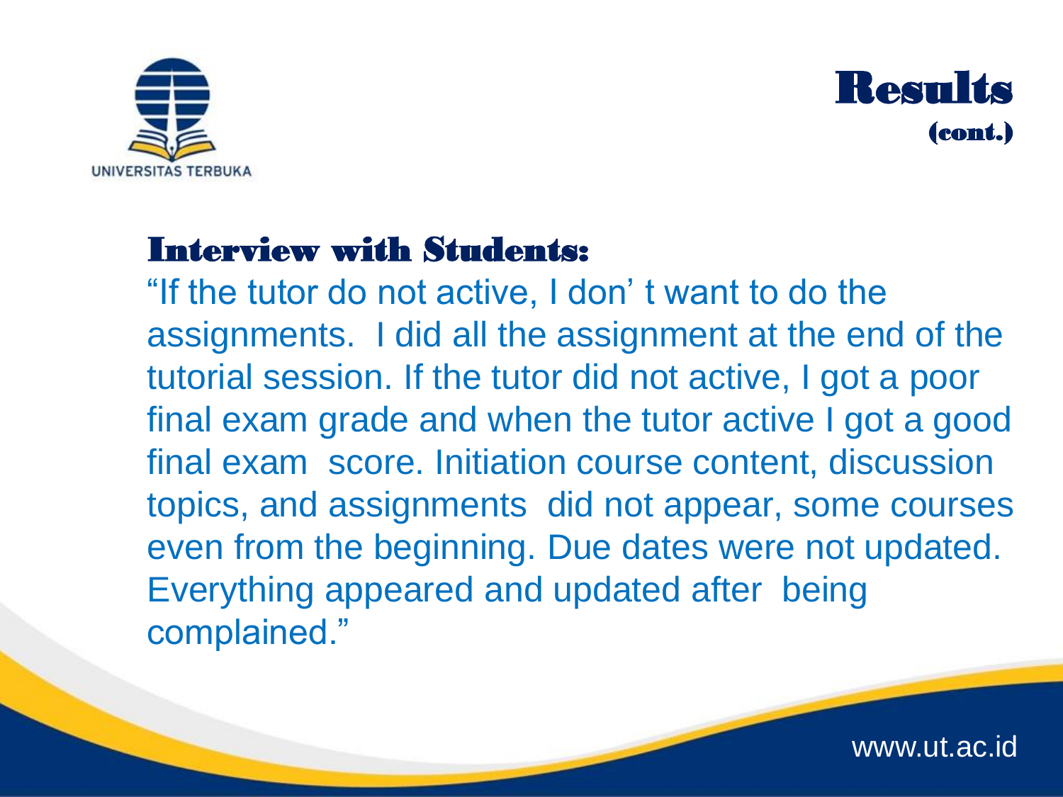# Results (cont.)

### Interview with Students:

"If the tutor do not active, I don' t want to do the assignments. I did all the assignment at the end of the tutorial session. If the tutor did not active, I got a poor final exam grade and when the tutor active I got a good final exam score. Initiation course content, discussion topics, and assignments did not appear, some courses even from the beginning. Due dates were not updated. Everything appeared and updated after being complained."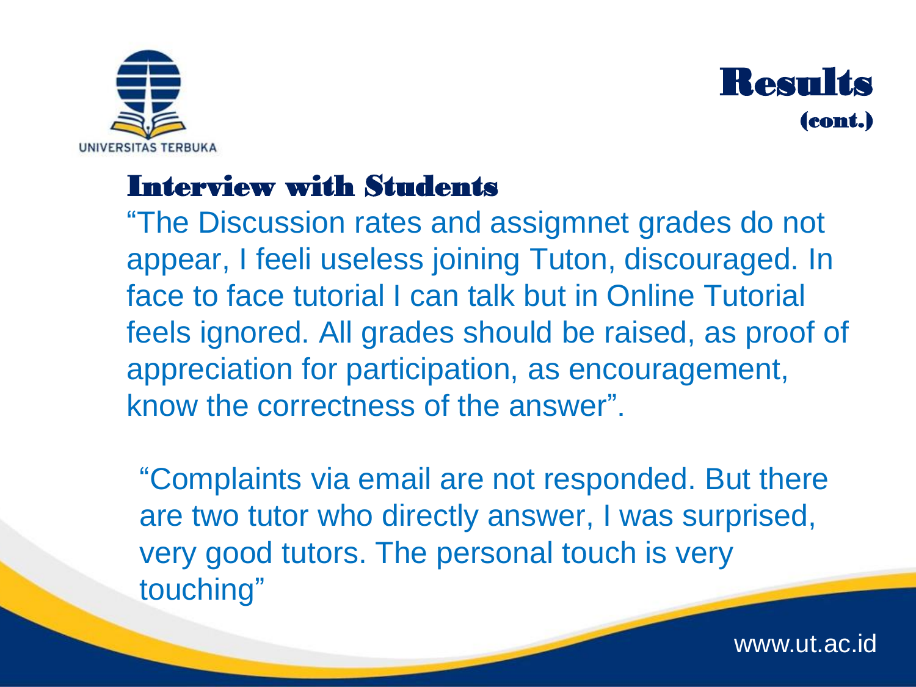# Results (cont.)

## Interview with Students

"The Discussion rates and assigmnet grades do not appear, I feeli useless joining Tuton, discouraged. In face to face tutorial I can talk but in Online Tutorial feels ignored. All grades should be raised, as proof of appreciation for participation, as encouragement, know the correctness of the answer".

"Complaints via email are not responded. But there are two tutor who directly answer, I was surprised, very good tutors. The personal touch is very touching"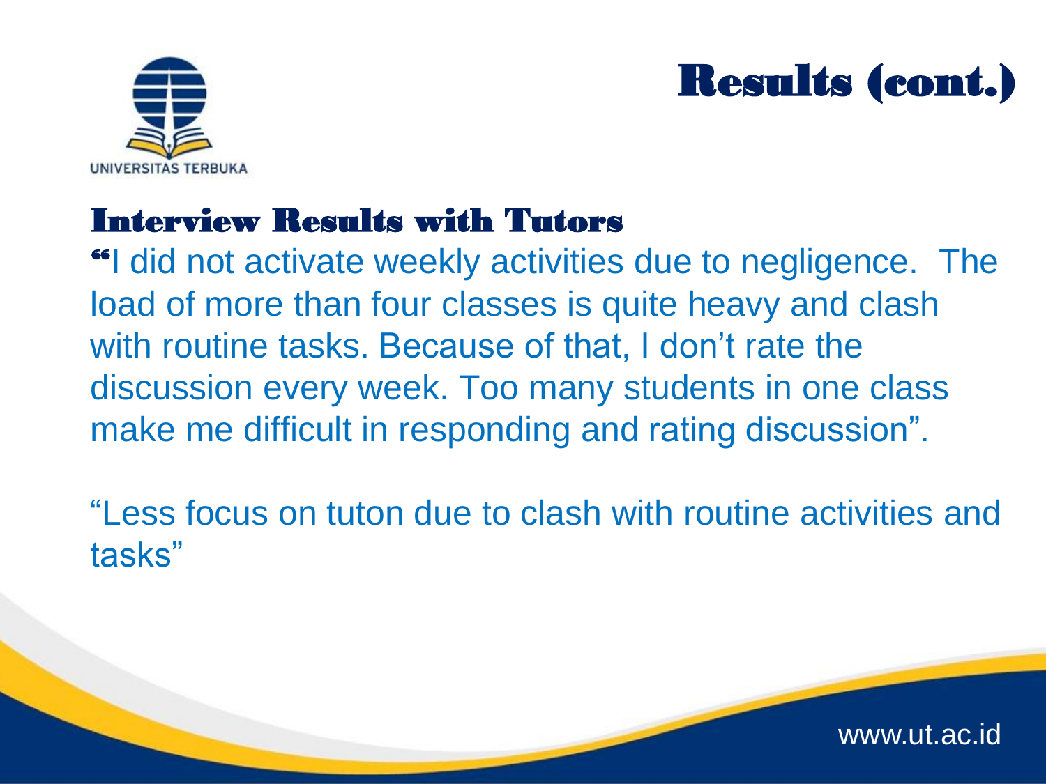# Results (cont.)

## Interview Results with Tutors

"I did not activate weekly activities due to negligence. The load of more than four classes is quite heavy and clash with routine tasks. Because of that, I don't rate the discussion every week. Too many students in one class make me difficult in responding and rating discussion".

"Less focus on tuton due to clash with routine activities and tasks"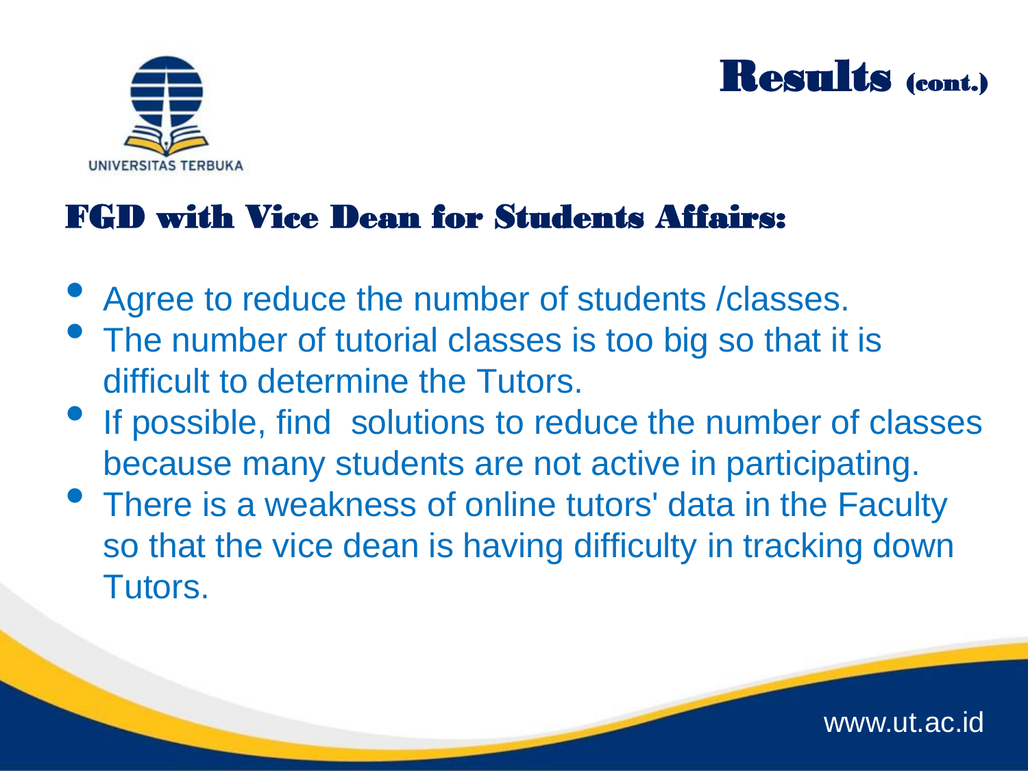# Results (cont.)

## FGD with Vice Dean for Students Affairs:

- Agree to reduce the number of students /classes.
- The number of tutorial classes is too big so that it is difficult to determine the Tutors.
- If possible, find solutions to reduce the number of classes because many students are not active in participating.
- There is a weakness of online tutors' data in the Faculty so that the vice dean is having difficulty in tracking down Tutors.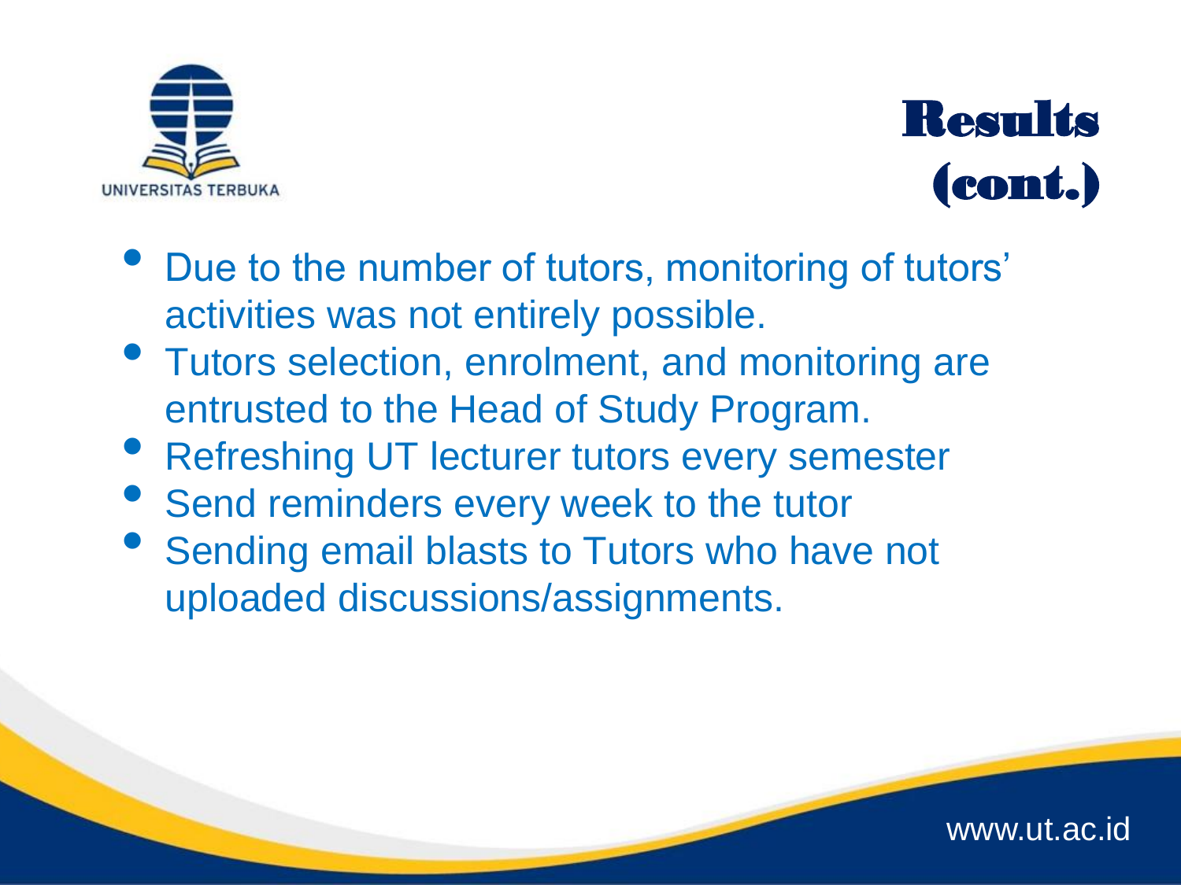# Results (cont.)

- Due to the number of tutors, monitoring of tutors' activities was not entirely possible.
- Tutors selection, enrolment, and monitoring are entrusted to the Head of Study Program.
- Refreshing UT lecturer tutors every semester
- Send reminders every week to the tutor
- Sending email blasts to Tutors who have not uploaded discussions/assignments.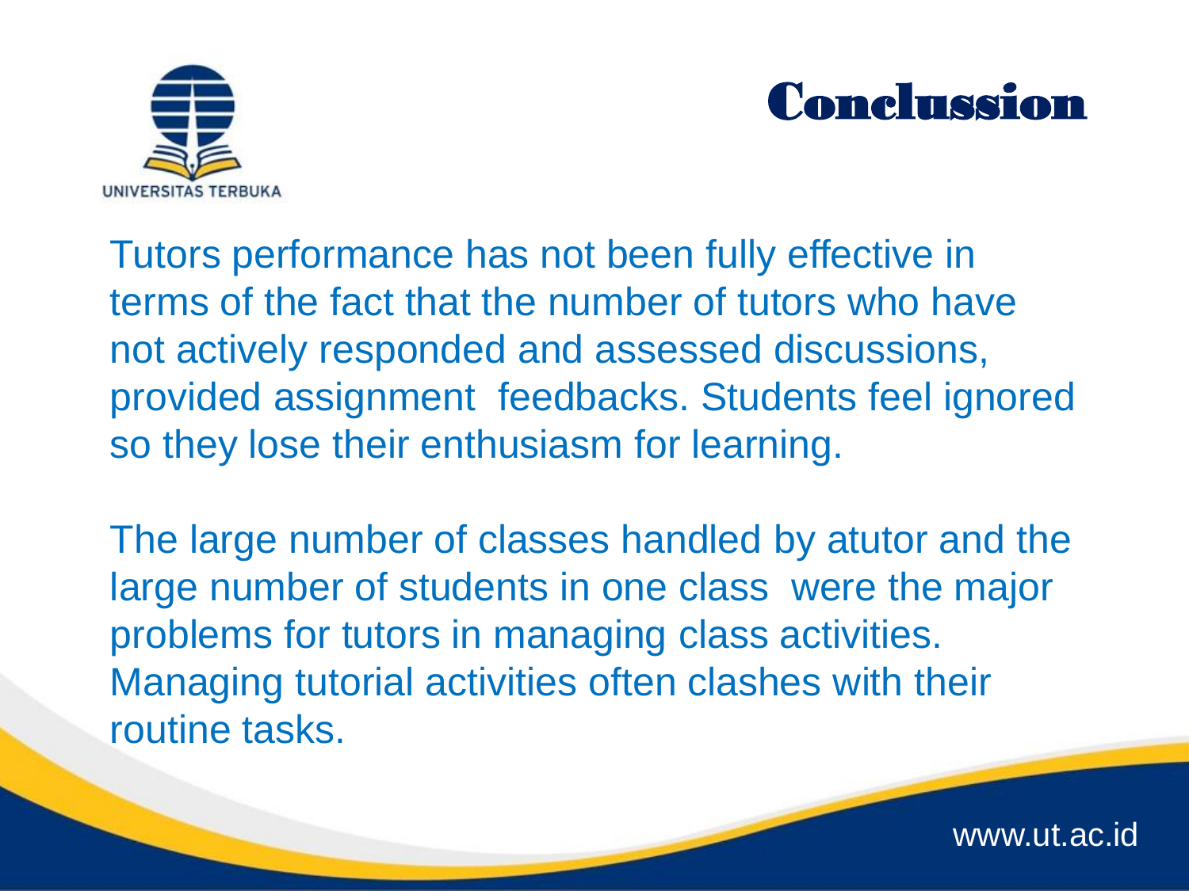# Conclussion

Tutors performance has not been fully effective in terms of the fact that the number of tutors who have not actively responded and assessed discussions, provided assignment feedbacks. Students feel ignored so they lose their enthusiasm for learning.

The large number of classes handled by atutor and the large number of students in one class were the major problems for tutors in managing class activities. Managing tutorial activities often clashes with their routine tasks.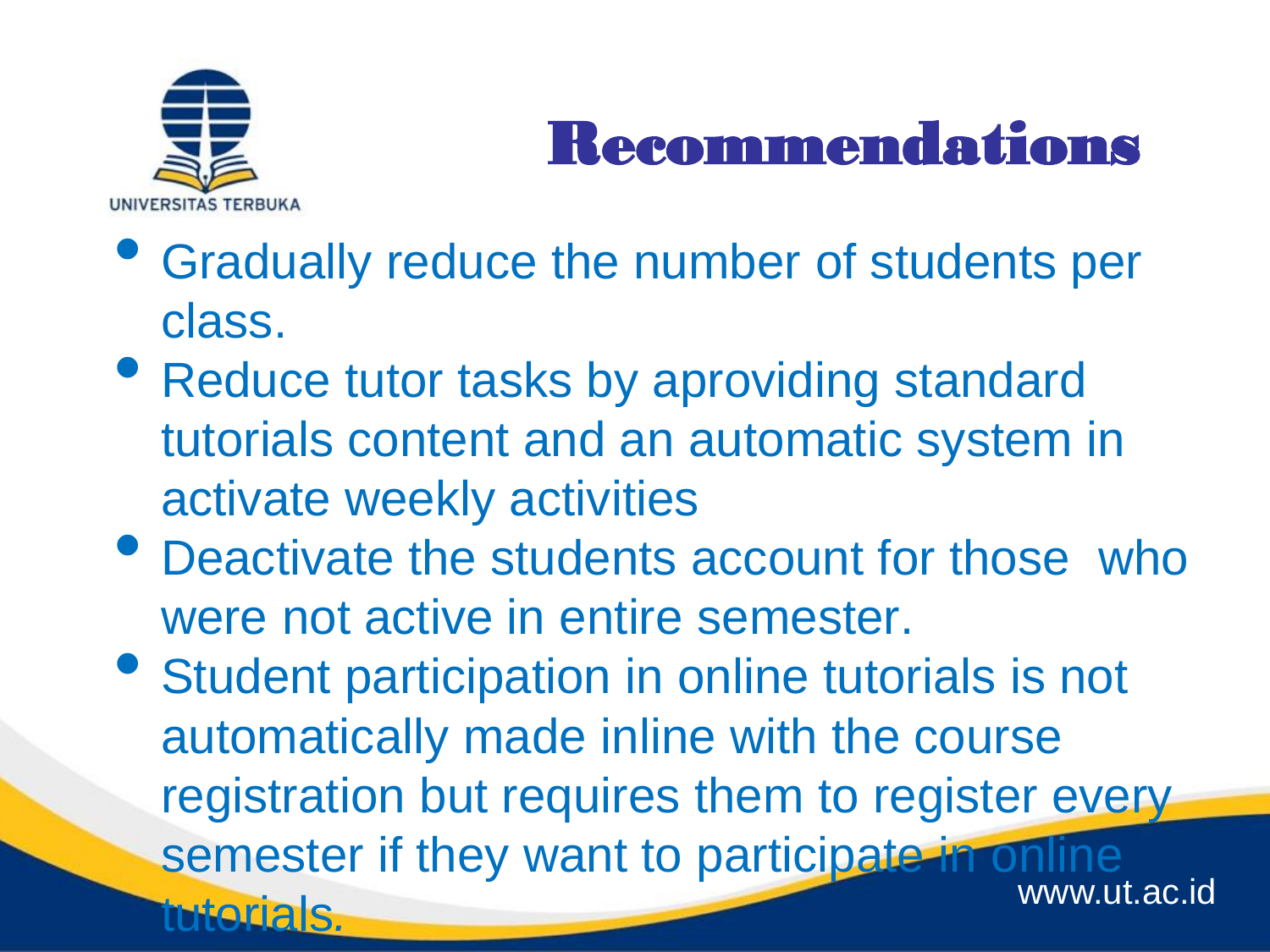# Recommendations

- Gradually reduce the number of students per class.
- Reduce tutor tasks by aproviding standard tutorials content and an automatic system in activate weekly activities
- Deactivate the students account for those who were not active in entire semester.
- Student participation in online tutorials is not automatically made inline with the course registration but requires them to register every semester if they want to participate in online tutorials.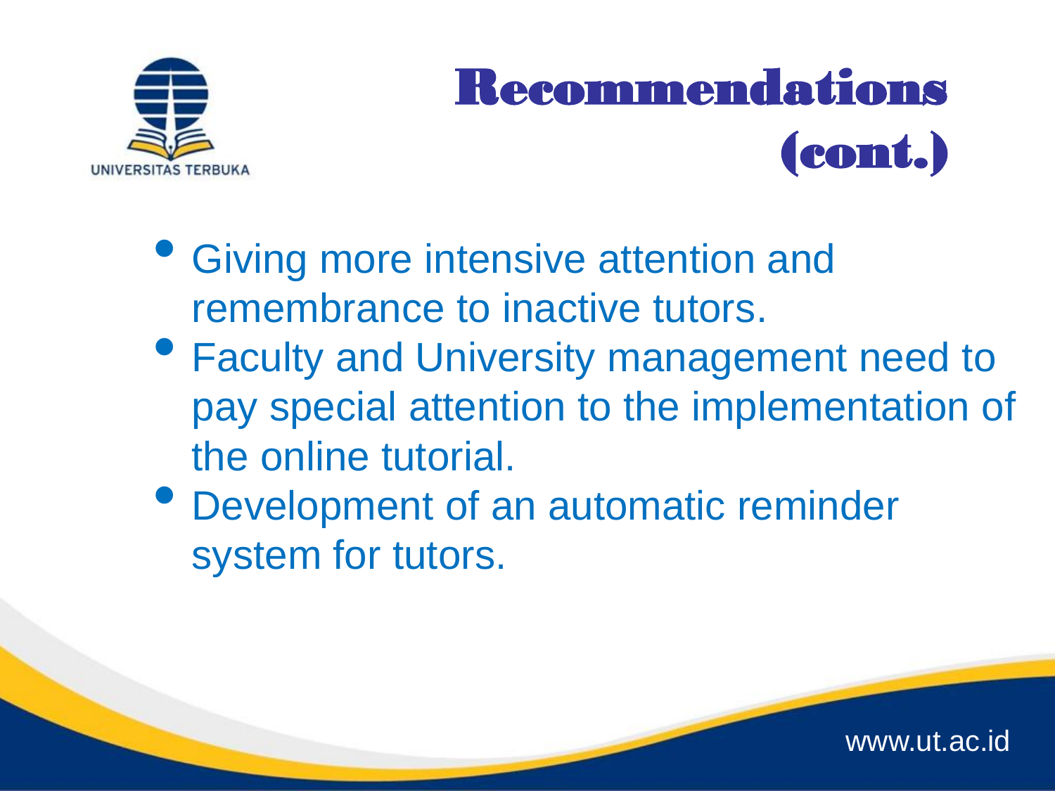# Recommendations (cont.)

- Giving more intensive attention and remembrance to inactive tutors.
- Faculty and University management need to pay special attention to the implementation of the online tutorial.
- Development of an automatic reminder system for tutors.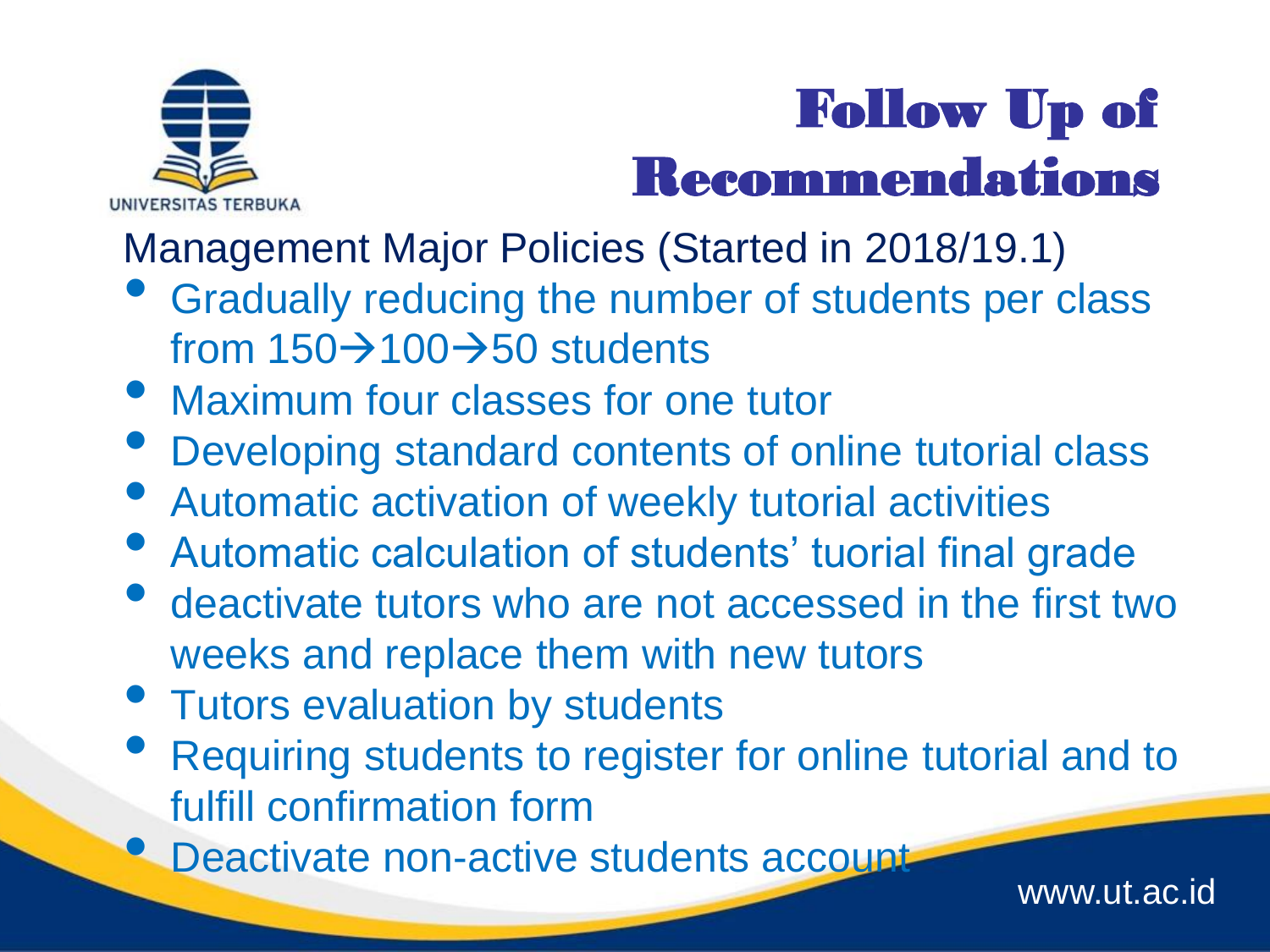# Follow Up of Recommendations

Management Major Policies (Started in 2018/19.1)

- Gradually reducing the number of students per class from 150→100→50 students
- Maximum four classes for one tutor
- Developing standard contents of online tutorial class
- Automatic activation of weekly tutorial activities
- Automatic calculation of students' tuorial final grade
- deactivate tutors who are not accessed in the first two weeks and replace them with new tutors
- Tutors evaluation by students
- Requiring students to register for online tutorial and to fulfill confirmation form
- Deactivate non-active students account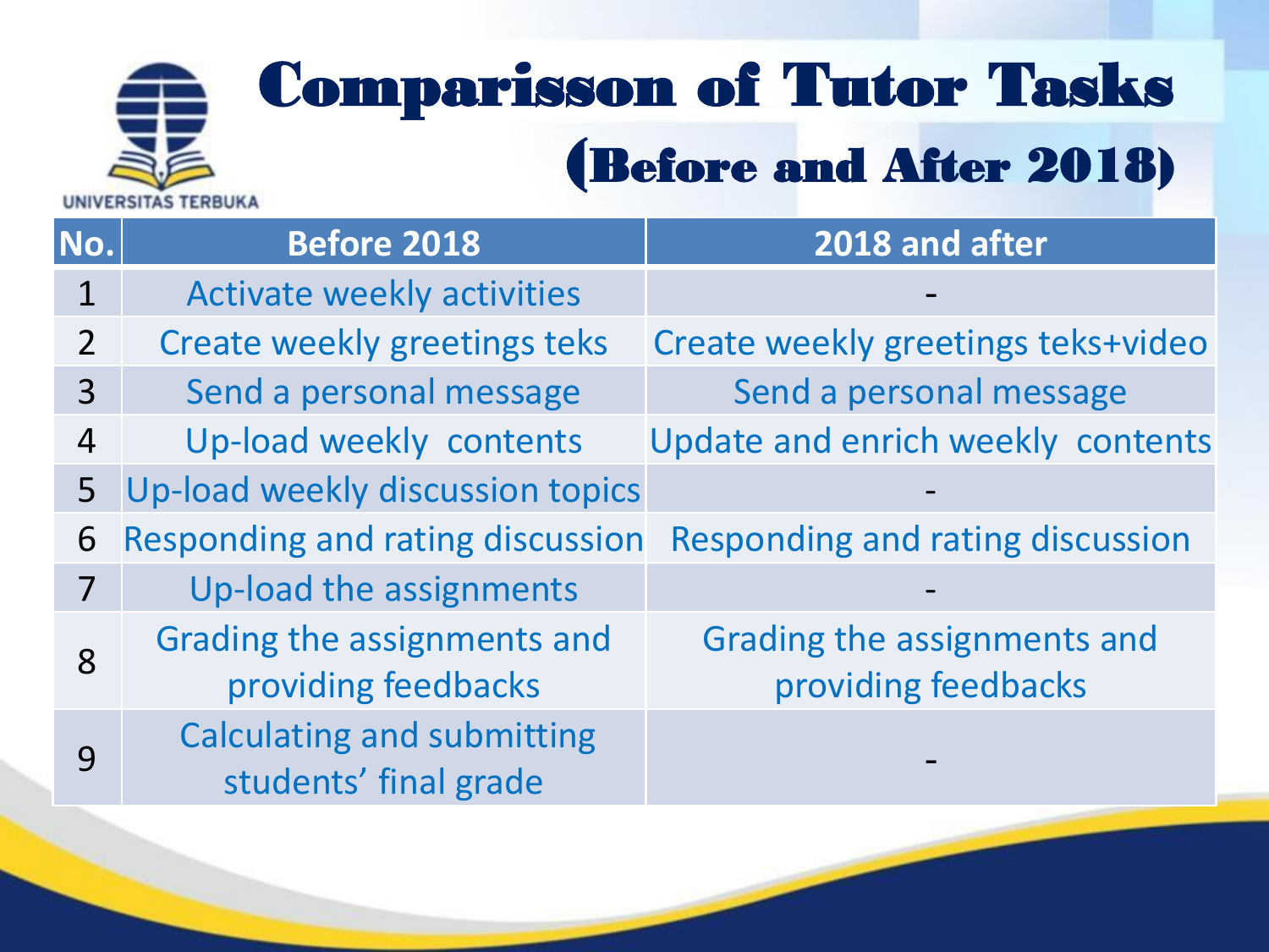# Comparisson of Tutor Tasks (Before and After 2018)

UNIVERSITAS TERBUKA

| No. | Before 2018 | 2018 and after |
| --- | --- | --- |
| 1 | Activate weekly activities | - |
| 2 | Create weekly greetings teks | Create weekly greetings teks+video |
| 3 | Send a personal message | Send a personal message |
| 4 | Up-load weekly contents | Update and enrich weekly contents |
| 5 | Up-load weekly discussion topics | - |
| 6 | Responding and rating discussion | Responding and rating discussion |
| 7 | Up-load the assignments | - |
| 8 | Grading the assignments and providing feedbacks | Grading the assignments and providing feedbacks |
| 9 | Calculating and submitting students' final grade | - |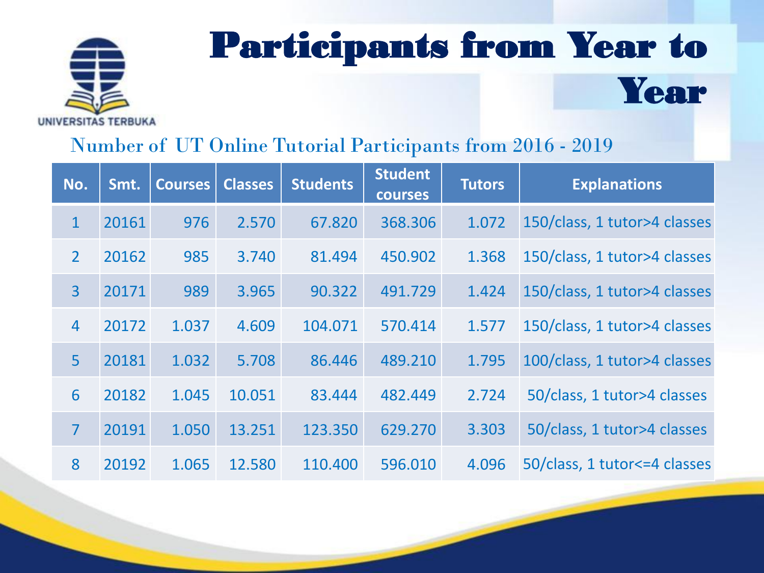# Participants from Year to Year

UNIVERSITAS TERBUKA

Number of UT Online Tutorial Participants from 2016 - 2019

| No. | Smt. | Courses | Classes | Students | Student courses | Tutors | Explanations |
|---|---|---|---|---|---|---|---|
| 1 | 20161 | 976 | 2.570 | 67.820 | 368.306 | 1.072 | 150/class, 1 tutor>4 classes |
| 2 | 20162 | 985 | 3.740 | 81.494 | 450.902 | 1.368 | 150/class, 1 tutor>4 classes |
| 3 | 20171 | 989 | 3.965 | 90.322 | 491.729 | 1.424 | 150/class, 1 tutor>4 classes |
| 4 | 20172 | 1.037 | 4.609 | 104.071 | 570.414 | 1.577 | 150/class, 1 tutor>4 classes |
| 5 | 20181 | 1.032 | 5.708 | 86.446 | 489.210 | 1.795 | 100/class, 1 tutor>4 classes |
| 6 | 20182 | 1.045 | 10.051 | 83.444 | 482.449 | 2.724 | 50/class, 1 tutor>4 classes |
| 7 | 20191 | 1.050 | 13.251 | 123.350 | 629.270 | 3.303 | 50/class, 1 tutor>4 classes |
| 8 | 20192 | 1.065 | 12.580 | 110.400 | 596.010 | 4.096 | 50/class, 1 tutor<=4 classes |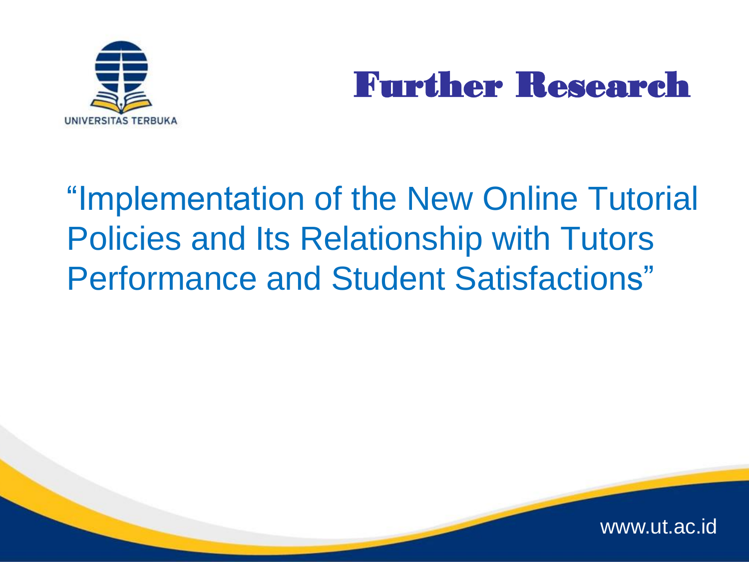# Further Research

"Implementation of the New Online Tutorial Policies and Its Relationship with Tutors Performance and Student Satisfactions"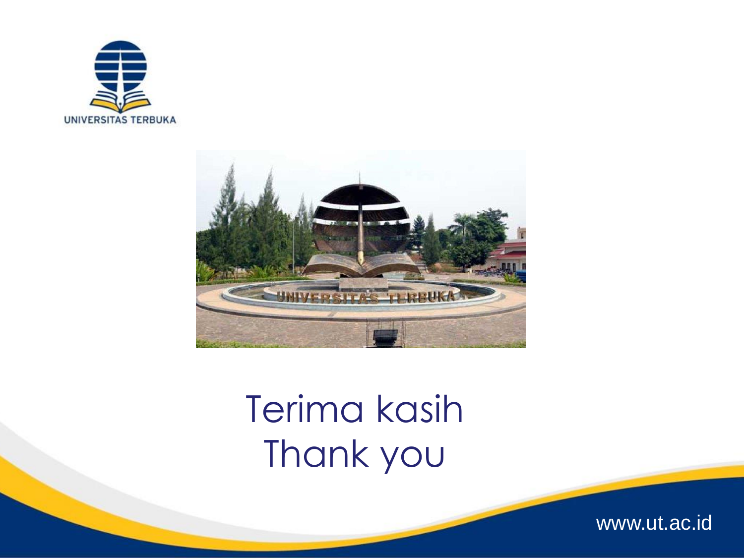UNIVERSITAS TERBUKA

Terima kasih
Thank you

www.ut.ac.id